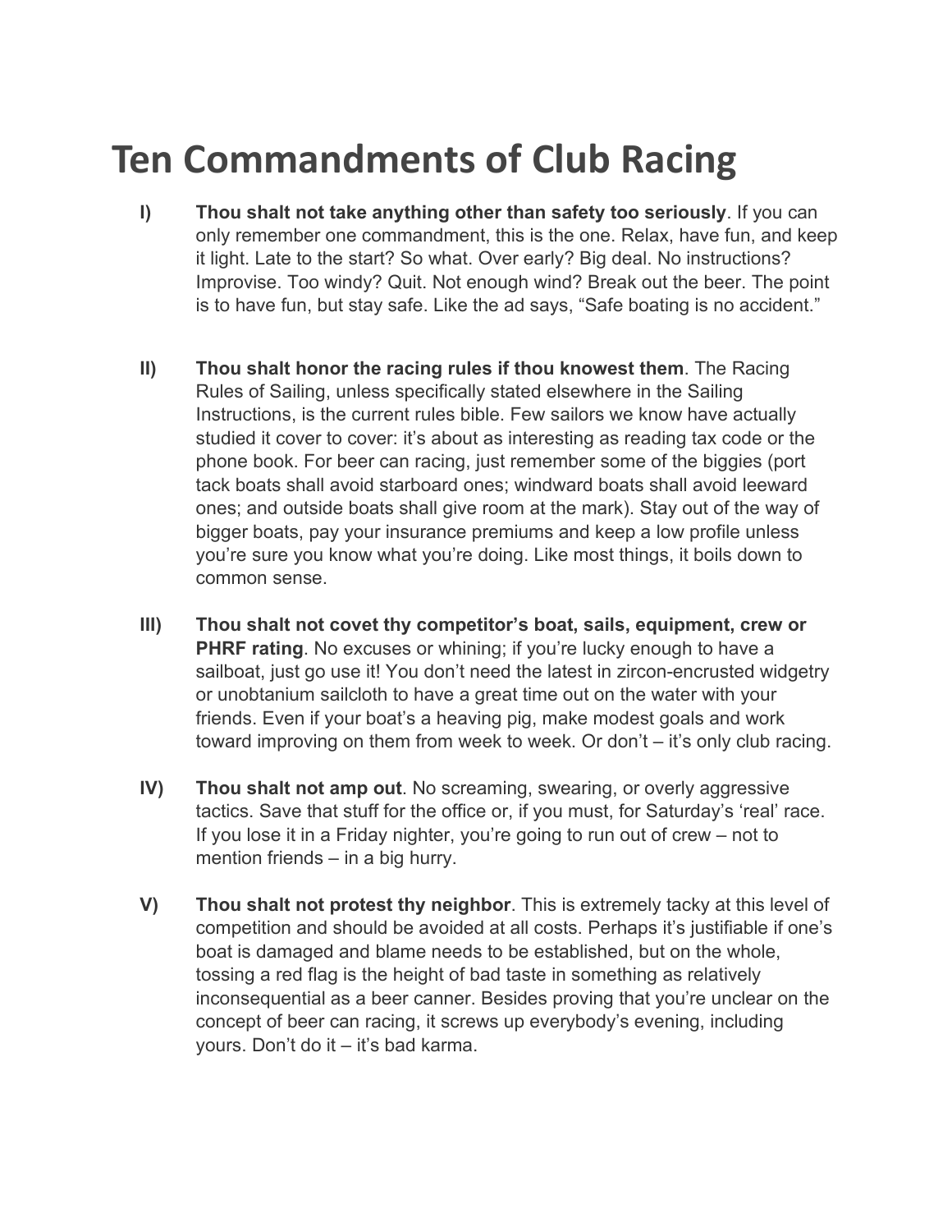# Ten Commandments of Club Racing

I) **Thou shalt not take anything other than safety too seriously**. If you can only remember one commandment, this is the one. Relax, have fun, and keep it light. Late to the start? So what. Over early? Big deal. No instructions? Improvise. Too windy? Quit. Not enough wind? Break out the beer. The point is to have fun, but stay safe. Like the ad says, “Safe boating is no accident.”

II) **Thou shalt honor the racing rules if thou knowest them**. The Racing Rules of Sailing, unless specifically stated elsewhere in the Sailing Instructions, is the current rules bible. Few sailors we know have actually studied it cover to cover: it’s about as interesting as reading tax code or the phone book. For beer can racing, just remember some of the biggies (port tack boats shall avoid starboard ones; windward boats shall avoid leeward ones; and outside boats shall give room at the mark). Stay out of the way of bigger boats, pay your insurance premiums and keep a low profile unless you’re sure you know what you’re doing. Like most things, it boils down to common sense.

III) **Thou shalt not covet thy competitor’s boat, sails, equipment, crew or PHRF rating**. No excuses or whining; if you’re lucky enough to have a sailboat, just go use it! You don’t need the latest in zircon-encrusted widgetry or unobtanium sailcloth to have a great time out on the water with your friends. Even if your boat’s a heaving pig, make modest goals and work toward improving on them from week to week. Or don’t – it’s only club racing.

IV) **Thou shalt not amp out**. No screaming, swearing, or overly aggressive tactics. Save that stuff for the office or, if you must, for Saturday’s ‘real’ race. If you lose it in a Friday nighter, you’re going to run out of crew – not to mention friends – in a big hurry.

V) **Thou shalt not protest thy neighbor**. This is extremely tacky at this level of competition and should be avoided at all costs. Perhaps it’s justifiable if one’s boat is damaged and blame needs to be established, but on the whole, tossing a red flag is the height of bad taste in something as relatively inconsequential as a beer canner. Besides proving that you’re unclear on the concept of beer can racing, it screws up everybody’s evening, including yours. Don’t do it – it’s bad karma.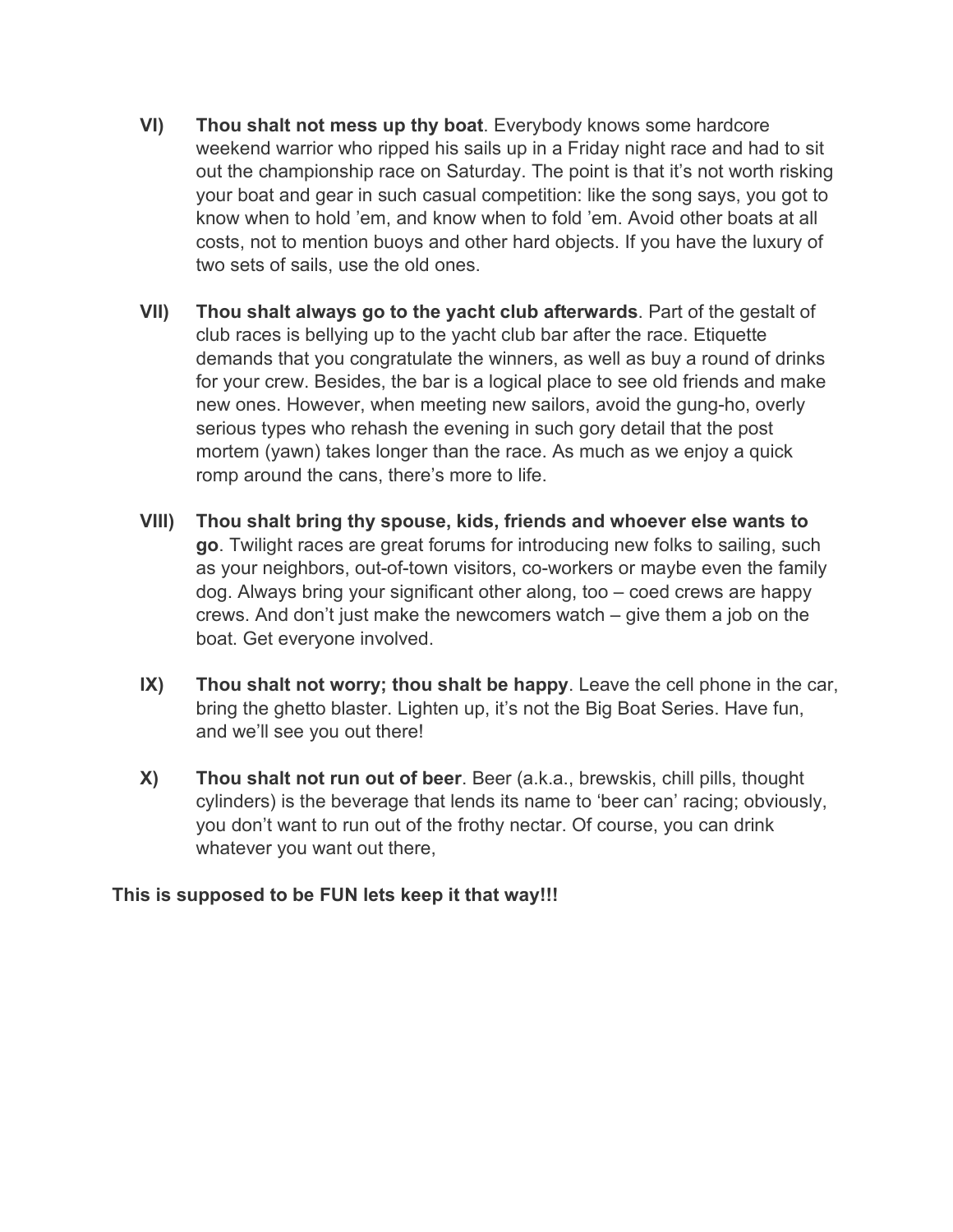VI) **Thou shalt not mess up thy boat**. Everybody knows some hardcore weekend warrior who ripped his sails up in a Friday night race and had to sit out the championship race on Saturday. The point is that it's not worth risking your boat and gear in such casual competition: like the song says, you got to know when to hold 'em, and know when to fold 'em. Avoid other boats at all costs, not to mention buoys and other hard objects. If you have the luxury of two sets of sails, use the old ones.

VII) **Thou shalt always go to the yacht club afterwards**. Part of the gestalt of club races is bellying up to the yacht club bar after the race. Etiquette demands that you congratulate the winners, as well as buy a round of drinks for your crew. Besides, the bar is a logical place to see old friends and make new ones. However, when meeting new sailors, avoid the gung-ho, overly serious types who rehash the evening in such gory detail that the post mortem (yawn) takes longer than the race. As much as we enjoy a quick romp around the cans, there's more to life.

VIII) **Thou shalt bring thy spouse, kids, friends and whoever else wants to go**. Twilight races are great forums for introducing new folks to sailing, such as your neighbors, out-of-town visitors, co-workers or maybe even the family dog. Always bring your significant other along, too – coed crews are happy crews. And don't just make the newcomers watch – give them a job on the boat. Get everyone involved.

IX) **Thou shalt not worry; thou shalt be happy**. Leave the cell phone in the car, bring the ghetto blaster. Lighten up, it's not the Big Boat Series. Have fun, and we'll see you out there!

X) **Thou shalt not run out of beer**. Beer (a.k.a., brewskis, chill pills, thought cylinders) is the beverage that lends its name to 'beer can' racing; obviously, you don't want to run out of the frothy nectar. Of course, you can drink whatever you want out there,

**This is supposed to be FUN lets keep it that way!!!**